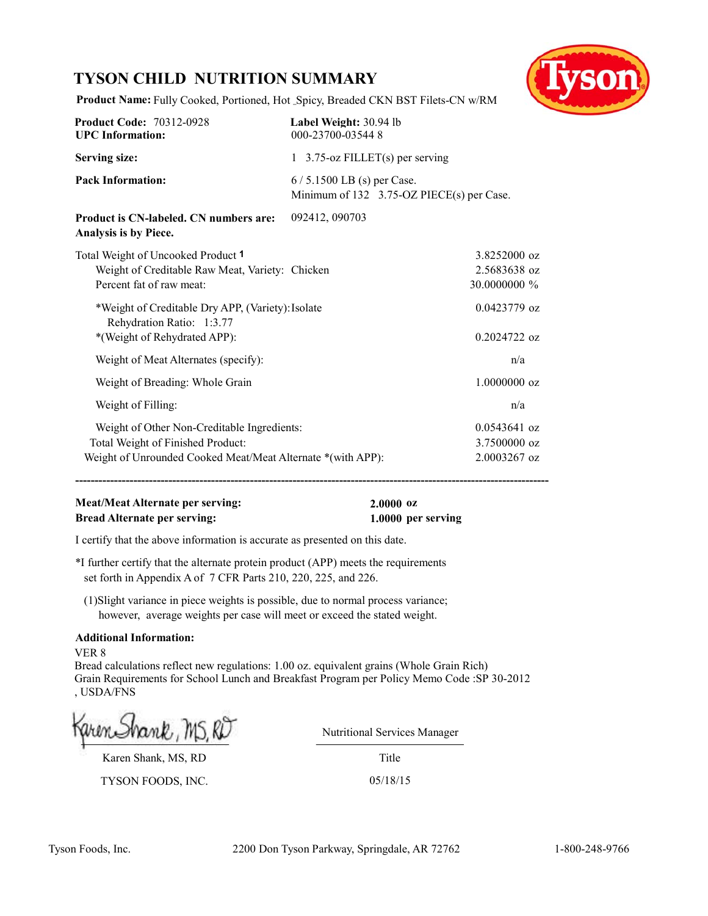# TYSON CHILD NUTRITION SUMMARY

**Product Name:** Fully Cooked, Portioned, Hot _Spicy, Breaded CKN BST Filets-CN w/RM

| | |
|---|---|
| **Product Code:** 70312-0928 | **Label Weight:** 30.94 lb |
| **UPC Information:** | 000-23700-03544 8 |
| **Serving size:** | 1 3.75-oz FILLET(s) per serving |
| **Pack Information:** | 6 / 5.1500 LB (s) per Case.<br>Minimum of 132 3.75-OZ PIECE(s) per Case. |
| **Product is CN-labeled. CN numbers are:**<br>**Analysis is by Piece.** | 092412, 090703 |

| | |
|---|---|
| Total Weight of Uncooked Product [1] | 3.8252000 oz |
| Weight of Creditable Raw Meat, Variety: Chicken | 2.5683638 oz |
| Percent fat of raw meat: | 30.0000000 % |
| *Weight of Creditable Dry APP, (Variety): Isolate<br>Rehydration Ratio: 1:3.77 | 0.0423779 oz |
| *(Weight of Rehydrated APP): | 0.2024722 oz |
| Weight of Meat Alternates (specify): | n/a |
| Weight of Breading: Whole Grain | 1.0000000 oz |
| Weight of Filling: | n/a |
| Weight of Other Non-Creditable Ingredients: | 0.0543641 oz |
| Total Weight of Finished Product: | 3.7500000 oz |
| Weight of Unrounded Cooked Meat/Meat Alternate *(with APP): | 2.0003267 oz |

---

**Meat/Meat Alternate per serving:** **2.0000 oz**
**Bread Alternate per serving:** **1.0000 per serving**

I certify that the above information is accurate as presented on this date.

*I further certify that the alternate protein product (APP) meets the requirements set forth in Appendix A of 7 CFR Parts 210, 220, 225, and 226.

(1)Slight variance in piece weights is possible, due to normal process variance; however, average weights per case will meet or exceed the stated weight.

**Additional Information:**

VER 8
Bread calculations reflect new regulations: 1.00 oz. equivalent grains (Whole Grain Rich)
Grain Requirements for School Lunch and Breakfast Program per Policy Memo Code :SP 30-2012 , USDA/FNS

Karen Shank, MS, RD — Nutritional Services Manager

Karen Shank, MS, RD — Title

TYSON FOODS, INC. — 05/18/15

Tyson Foods, Inc. 2200 Don Tyson Parkway, Springdale, AR 72762 1-800-248-9766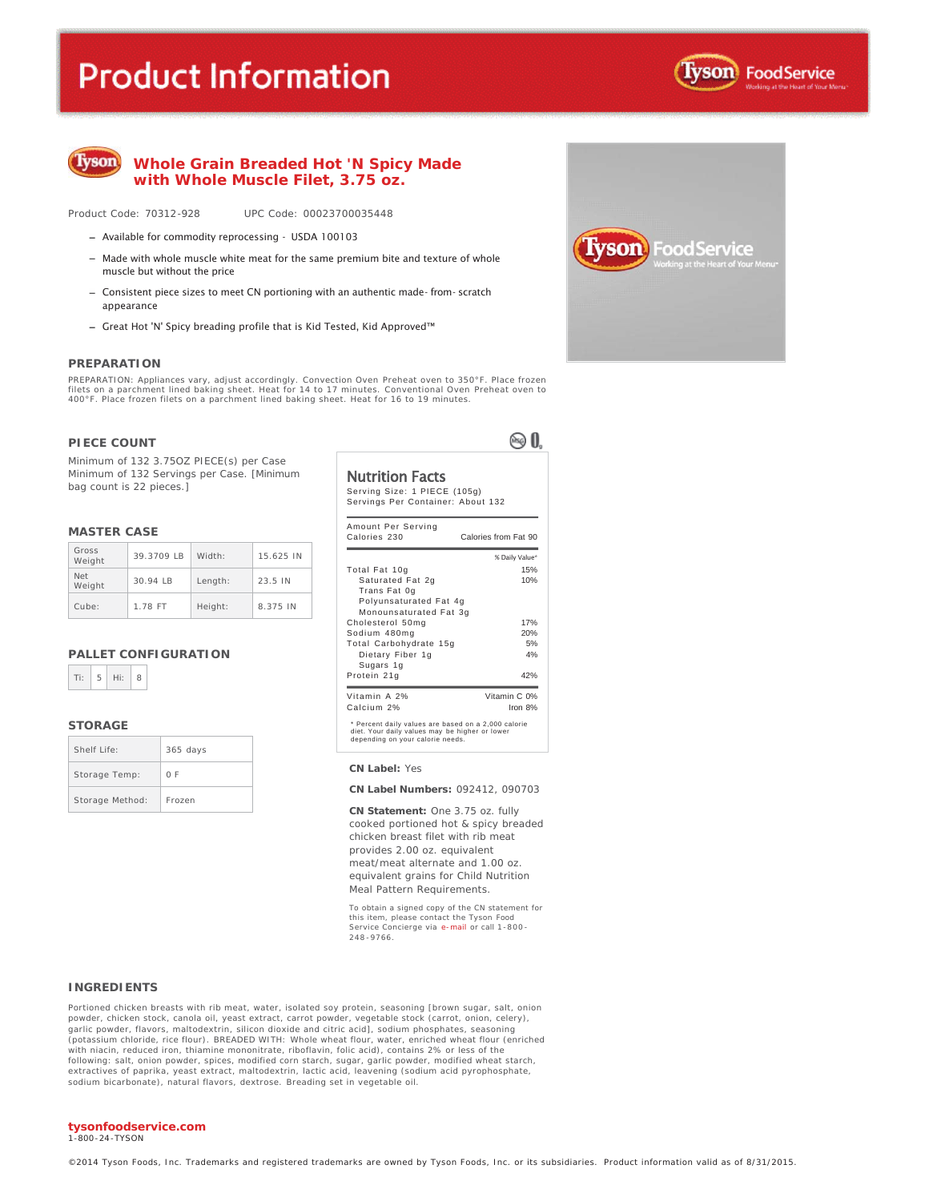# Product Information

## Whole Grain Breaded Hot 'N Spicy Made with Whole Muscle Filet, 3.75 oz.

Product Code: 70312-928    UPC Code: 00023700035448

- Available for commodity reprocessing - USDA 100103
- Made with whole muscle white meat for the same premium bite and texture of whole muscle but without the price
- Consistent piece sizes to meet CN portioning with an authentic made- from- scratch appearance
- Great Hot 'N' Spicy breading profile that is Kid Tested, Kid Approved™

### PREPARATION

PREPARATION: Appliances vary, adjust accordingly. Convection Oven Preheat oven to 350°F. Place frozen filets on a parchment lined baking sheet. Heat for 14 to 17 minutes. Conventional Oven Preheat oven to 400°F. Place frozen filets on a parchment lined baking sheet. Heat for 16 to 19 minutes.

### PIECE COUNT

Minimum of 132 3.75OZ PIECE(s) per Case
Minimum of 132 Servings per Case. [Minimum bag count is 22 pieces.]

### MASTER CASE

| Gross Weight | 39.3709 LB | Width: | 15.625 IN |
|---|---|---|---|
| Net Weight | 30.94 LB | Length: | 23.5 IN |
| Cube: | 1.78 FT | Height: | 8.375 IN |

### PALLET CONFIGURATION

| Ti: | 5 | Hi: | 8 |
|---|---|---|---|

### STORAGE

| Shelf Life: | 365 days |
|---|---|
| Storage Temp: | 0 F |
| Storage Method: | Frozen |

### Nutrition Facts

Serving Size: 1 PIECE (105g)
Servings Per Container: About 132

| Amount Per Serving | |
|---|---|
| Calories 230 | Calories from Fat 90 |
| | % Daily Value* |
| Total Fat 10g | 15% |
| Saturated Fat 2g | 10% |
| Trans Fat 0g | |
| Polyunsaturated Fat 4g | |
| Monounsaturated Fat 3g | |
| Cholesterol 50mg | 17% |
| Sodium 480mg | 20% |
| Total Carbohydrate 15g | 5% |
| Dietary Fiber 1g | 4% |
| Sugars 1g | |
| Protein 21g | 42% |
| Vitamin A 2% | Vitamin C 0% |
| Calcium 2% | Iron 8% |

* Percent daily values are based on a 2,000 calorie diet. Your daily values may be higher or lower depending on your calorie needs.

**CN Label:** Yes

**CN Label Numbers:** 092412, 090703

**CN Statement:** One 3.75 oz. fully cooked portioned hot & spicy breaded chicken breast filet with rib meat provides 2.00 oz. equivalent meat/meat alternate and 1.00 oz. equivalent grains for Child Nutrition Meal Pattern Requirements.

To obtain a signed copy of the CN statement for this item, please contact the Tyson Food Service Concierge via e-mail or call 1-800-248-9766.

### INGREDIENTS

Portioned chicken breasts with rib meat, water, isolated soy protein, seasoning [brown sugar, salt, onion powder, chicken stock, canola oil, yeast extract, carrot powder, vegetable stock (carrot, onion, celery), garlic powder, flavors, maltodextrin, silicon dioxide and citric acid], sodium phosphates, seasoning (potassium chloride, rice flour). BREADED WITH: Whole wheat flour, water, enriched wheat flour (enriched with niacin, reduced iron, thiamine mononitrate, riboflavin, folic acid), contains 2% or less of the following: salt, onion powder, spices, modified corn starch, sugar, garlic powder, modified wheat starch, extractives of paprika, yeast extract, maltodextrin, lactic acid, leavening (sodium acid pyrophosphate, sodium bicarbonate), natural flavors, dextrose. Breading set in vegetable oil.

**tysonfoodservice.com**
1-800-24-TYSON

©2014 Tyson Foods, Inc. Trademarks and registered trademarks are owned by Tyson Foods, Inc. or its subsidiaries. Product information valid as of 8/31/2015.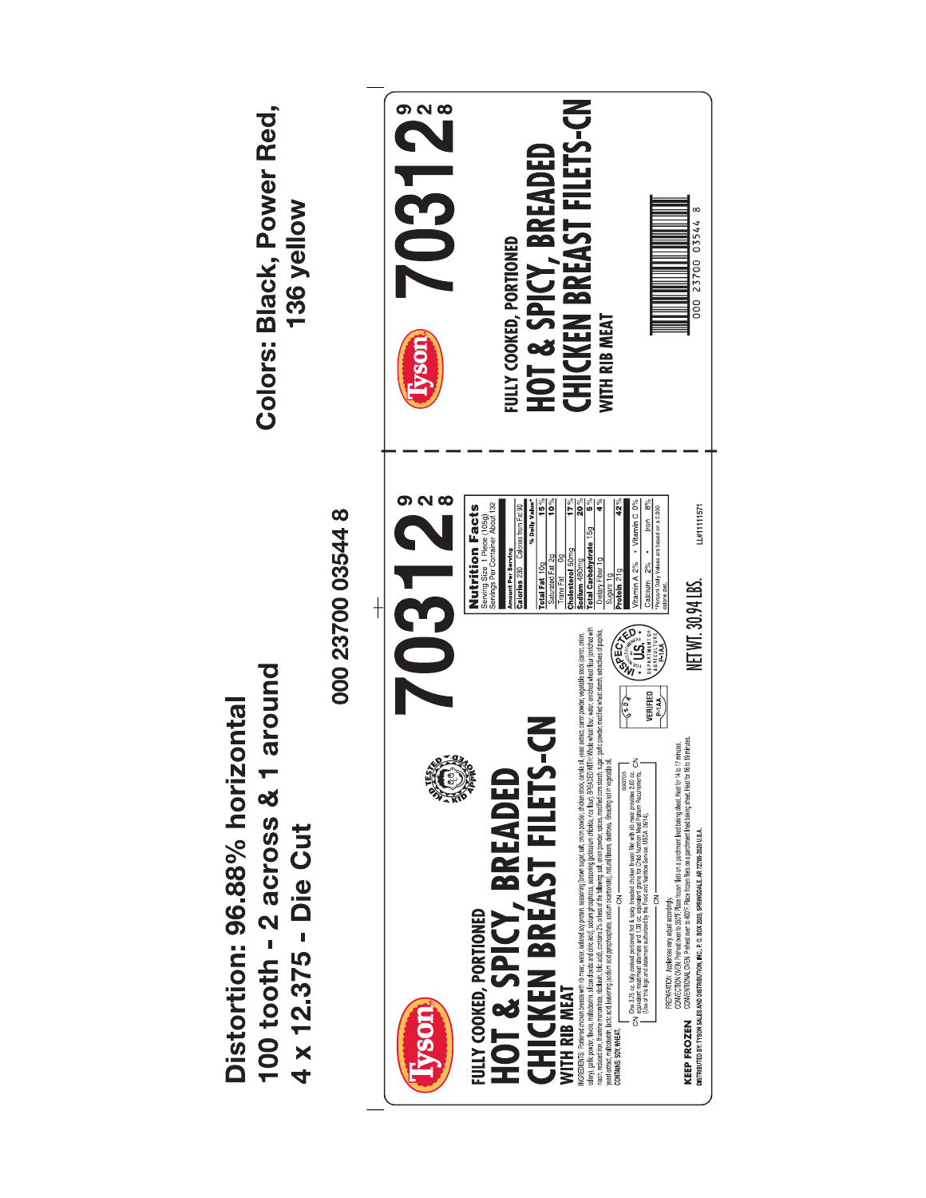Distortion: 96.88% horizontal
100 tooth - 2 across & 1 around
4 x 12.375 - Die Cut

Colors: Black, Power Red, 136 yellow

000 23700 03544 8

Tyson

KID TESTED KID APPROVED

FULLY COOKED, PORTIONED

# HOT & SPICY, BREADED CHICKEN BREAST FILETS-CN

WITH RIB MEAT

# 70312

928

INGREDIENTS: Portioned chicken breasts with rib meat, water, isolated soy protein, seasoning [brown sugar, salt, onion powder, chicken stock, canola oil, yeast extract, carrot powder, vegetable stock (carrot, onion, celery), garlic powder, flavors, maltodextrin, silicon dioxide and citric acid], sodium phosphates, seasoning [potassium chloride, rice flour]. BREADED WITH: Whole wheat flour, water, enriched wheat flour (enriched with niacin, reduced iron, thiamine mononitrate, riboflavin, folic acid), contains 2% or less of the following: salt, onion powder, spices, modified corn starch, sugar, garlic powder, modified wheat starch, extractives of paprika, yeast extract, maltodextrin, lactic acid, leavening (sodium acid pyrophosphate, sodium bicarbonate), natural flavors, dextrose. Breading set in vegetable oil.
CONTAINS: SOY, WHEAT.

CN — 000000 — One 3.75 oz. fully cooked portioned hot & spicy breaded chicken breast filet with rib meat provides 2.00 oz. equivalent meat/meat alternate and 1.00 oz. equivalent grains for Child Nutrition Meal Pattern Requirements. (Use of this logo and statement authorized by the Food and Nutrition Service, USDA 06/14). — CN

VERIFIED P-1AA

INSPECTED AND PASSED BY DEPARTMENT OF AGRICULTURE P-1AA

PREPARATION: Appliances vary, adjust accordingly.
CONVECTION OVEN: Preheat oven to 350°F. Place frozen filets on a parchment lined baking sheet. Heat for 14 to 17 minutes.
CONVENTIONAL OVEN: Preheat oven to 400°F. Place frozen filets on a parchment lined baking sheet. Heat for 16 to 19 minutes.

**KEEP FROZEN**

DISTRIBUTED BY: TYSON SALES AND DISTRIBUTION, INC., P.O. BOX 2020, SPRINGDALE, AR 72765-2020 U.S.A.

NET WT. 30.94 LBS.

**Nutrition Facts**
Serving Size 1 Piece (105g)
Servings Per Container About 132

| Amount Per Serving | |
|---|---|
| Calories 230 | Calories from Fat 90 |
| | % Daily Value* |
| Total Fat 10g | 15% |
| Saturated Fat 2g | 10% |
| Trans Fat 0g | |
| Cholesterol 50mg | 17% |
| Sodium 480mg | 20% |
| Total Carbohydrate 15g | 5% |
| Dietary Fiber 1g | 4% |
| Sugars 1g | |
| Protein 21g | 42% |
| Vitamin A 2% • Vitamin C 0% | |
| Calcium 2% • Iron 8% | |

*Percent Daily Values are based on a 2,000 calorie diet.

LL#11111571

Tyson

# 70312

928

FULLY COOKED, PORTIONED

# HOT & SPICY, BREADED CHICKEN BREAST FILETS-CN

WITH RIB MEAT

000 23700 03544 8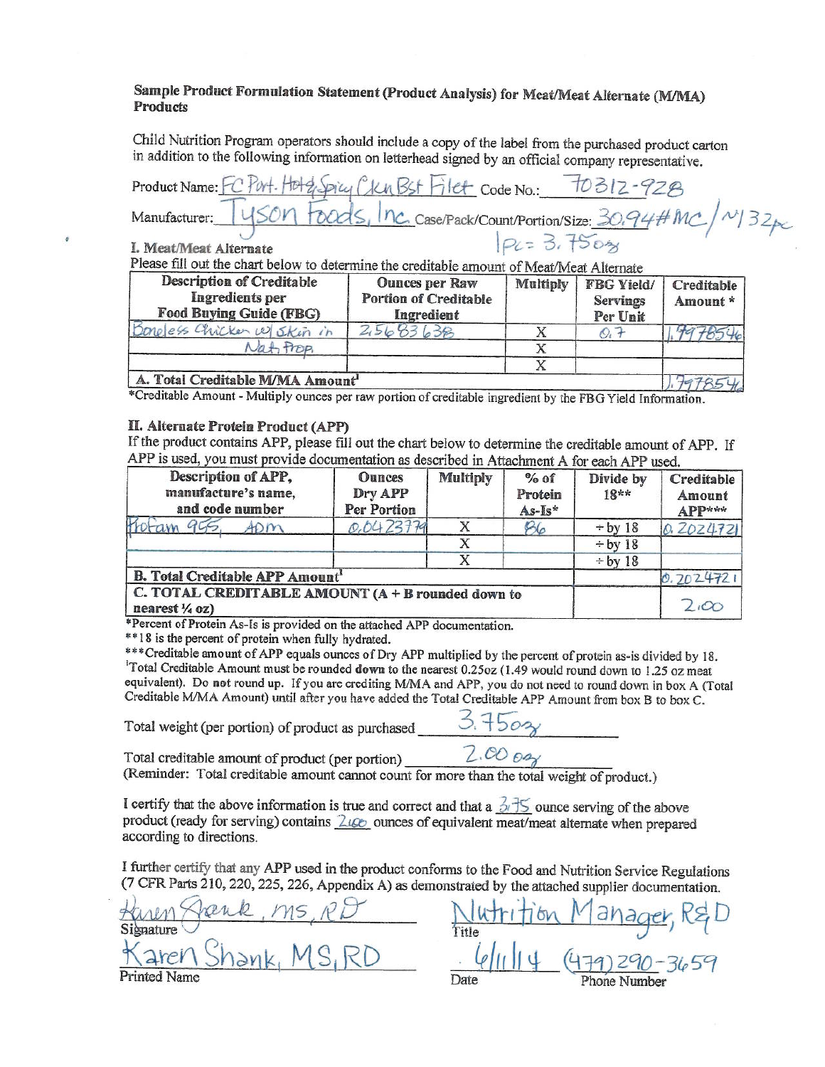**Sample Product Formulation Statement (Product Analysis) for Meat/Meat Alternate (M/MA) Products**

Child Nutrition Program operators should include a copy of the label from the purchased product carton in addition to the following information on letterhead signed by an official company representative.

Product Name: FC Port. Hot & Spicy Ckn Bst Filet Code No.: 70312-928

Manufacturer: Tyson Foods, Inc. Case/Pack/Count/Portion/Size: 30.94# MC / ~132pc
1Pc = 3.75oz

**I. Meat/Meat Alternate**

Please fill out the chart below to determine the creditable amount of Meat/Meat Alternate

| Description of Creditable Ingredients per Food Buying Guide (FBG) | Ounces per Raw Portion of Creditable Ingredient | Multiply | FBG Yield/ Servings Per Unit | Creditable Amount * |
|---|---|---|---|---|
| Boneless Chicken w/ Skin in Nat. Prop. | 2.5683638 | X | 0.7 | 1.7978546 |
| | | X | | |
| | | X | | |
| **A. Total Creditable M/MA Amount**[1] | | | | 1.7978546 |

*Creditable Amount - Multiply ounces per raw portion of creditable ingredient by the FBG Yield Information.

**II. Alternate Protein Product (APP)**

If the product contains APP, please fill out the chart below to determine the creditable amount of APP. If APP is used, you must provide documentation as described in Attachment A for each APP used.

| Description of APP, manufacture's name, and code number | Ounces Dry APP Per Portion | Multiply | % of Protein As-Is* | Divide by 18** | Creditable Amount APP*** |
|---|---|---|---|---|---|
| Profam 955, ADM | 0.0423779 | X | 86 | ÷ by 18 | 0.2024721 |
| | | X | | ÷ by 18 | |
| | | X | | ÷ by 18 | |
| **B. Total Creditable APP Amount**[1] | | | | | 0.2024721 |
| **C. TOTAL CREDITABLE AMOUNT (A + B rounded down to nearest ¼ oz)** | | | | | 2.00 |

*Percent of Protein As-Is is provided on the attached APP documentation.

**18 is the percent of protein when fully hydrated.

***Creditable amount of APP equals ounces of Dry APP multiplied by the percent of protein as-is divided by 18.

[1]Total Creditable Amount must be rounded **down** to the nearest 0.25oz (1.49 would round down to 1.25 oz meat equivalent). Do **not** round up. If you are crediting M/MA and APP, you do not need to round down in box A (Total Creditable M/MA Amount) until after you have added the Total Creditable APP Amount from box B to box C.

Total weight (per portion) of product as purchased 3.75oz

Total creditable amount of product (per portion) 2.00 oz

(Reminder: Total creditable amount cannot count for more than the total weight of product.)

I certify that the above information is true and correct and that a 3.75 ounce serving of the above product (ready for serving) contains 2.00 ounces of equivalent meat/meat alternate when prepared according to directions.

I further certify that any APP used in the product conforms to the Food and Nutrition Service Regulations (7 CFR Parts 210, 220, 225, 226, Appendix A) as demonstrated by the attached supplier documentation.

Signature: Karen Shank, MS, RD

Title: Nutrition Manager, R&D

Printed Name: Karen Shank, MS, RD

Date: 6/11/14

Phone Number: (479) 290-3659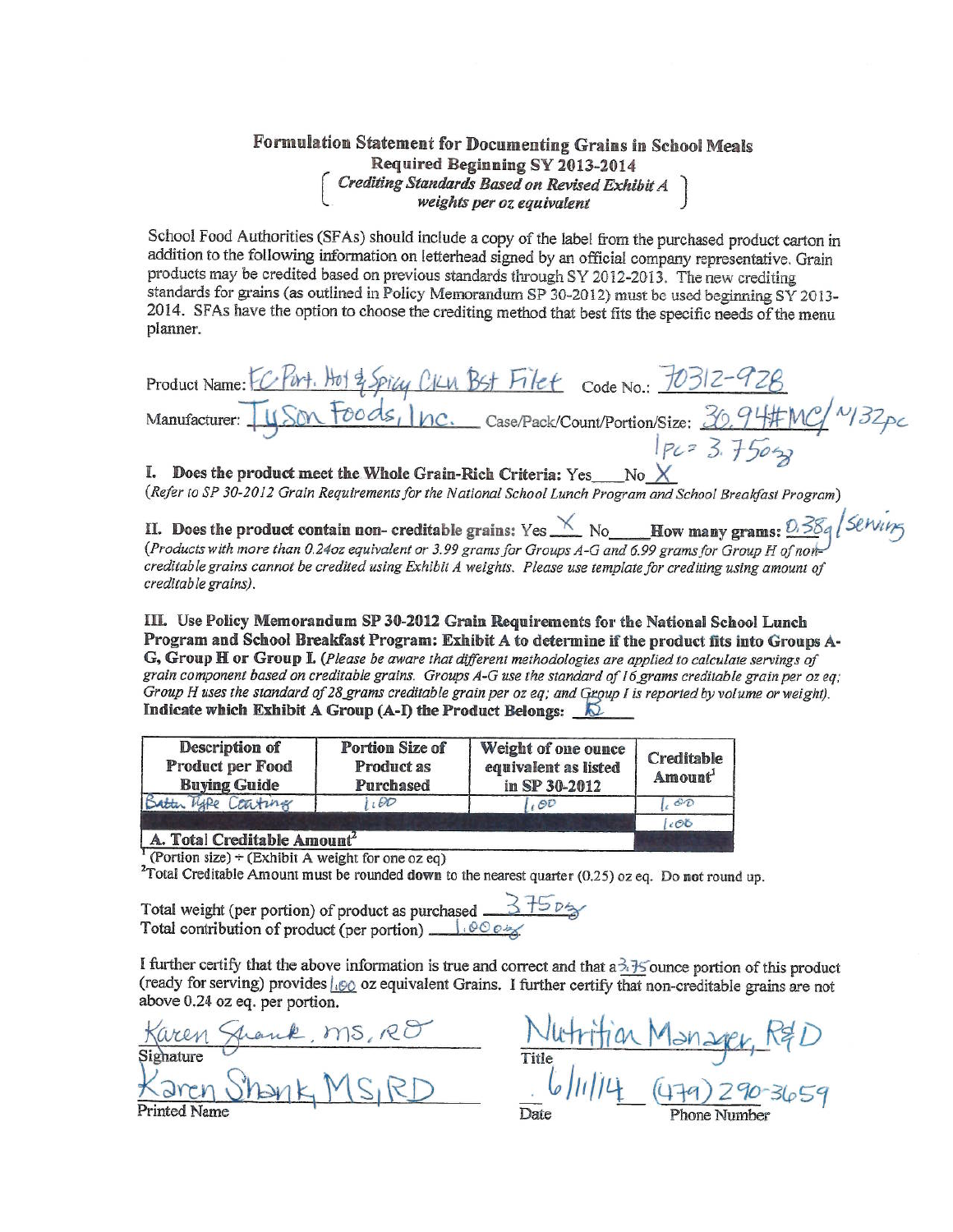## Formulation Statement for Documenting Grains in School Meals

**Required Beginning SY 2013-2014**

***Crediting Standards Based on Revised Exhibit A weights per oz equivalent***

School Food Authorities (SFAs) should include a copy of the label from the purchased product carton in addition to the following information on letterhead signed by an official company representative. Grain products may be credited based on previous standards through SY 2012-2013. The new crediting standards for grains (as outlined in Policy Memorandum SP 30-2012) must be used beginning SY 2013-2014. SFAs have the option to choose the crediting method that best fits the specific needs of the menu planner.

Product Name: FC Port. Hot & Spicy Ckn Bst Filet Code No.: 70312-928

Manufacturer: Tyson Foods, Inc. Case/Pack/Count/Portion/Size: 30.94#MC/~132pc 1pc = 3.75oz

**I. Does the product meet the Whole Grain-Rich Criteria:** Yes___ No X

*(Refer to SP 30-2012 Grain Requirements for the National School Lunch Program and School Breakfast Program)*

**II. Does the product contain non- creditable grains:** Yes X No___ **How many grams:** 0.38g/serving

*(Products with more than 0.24oz equivalent or 3.99 grams for Groups A-G and 6.99 grams for Group H of non-creditable grains cannot be credited using Exhibit A weights. Please use template for crediting using amount of creditable grains).*

**III. Use Policy Memorandum SP 30-2012 Grain Requirements for the National School Lunch Program and School Breakfast Program: Exhibit A to determine if the product fits into Groups A-G, Group H or Group I.** *(Please be aware that different methodologies are applied to calculate servings of grain component based on creditable grains. Groups A-G use the standard of 16 grams creditable grain per oz eq; Group H uses the standard of 28 grams creditable grain per oz eq; and Group I is reported by volume or weight).*

**Indicate which Exhibit A Group (A-I) the Product Belongs:** B

| Description of Product per Food Buying Guide | Portion Size of Product as Purchased | Weight of one ounce equivalent as listed in SP 30-2012 | Creditable Amount[1] |
|---|---|---|---|
| Batter Type Coating | 1.00 | 1.00 | 1.00 |
| | | | 1.00 |
| **A. Total Creditable Amount[2]** | | | |

[1] (Portion size) ÷ (Exhibit A weight for one oz eq)

[2] Total Creditable Amount must be rounded **down** to the nearest quarter (0.25) oz eq. Do **not** round up.

Total weight (per portion) of product as purchased 3.75oz

Total contribution of product (per portion) 1.00oz

I further certify that the above information is true and correct and that a 3.75 ounce portion of this product (ready for serving) provides 1.00 oz equivalent Grains. I further certify that non-creditable grains are not above 0.24 oz eq. per portion.

Signature: Karen Shank, MS, RD

Title: Nutrition Manager, R&D

Printed Name: Karen Shank, MS, RD

Date: 6/11/14

Phone Number: (479) 290-3659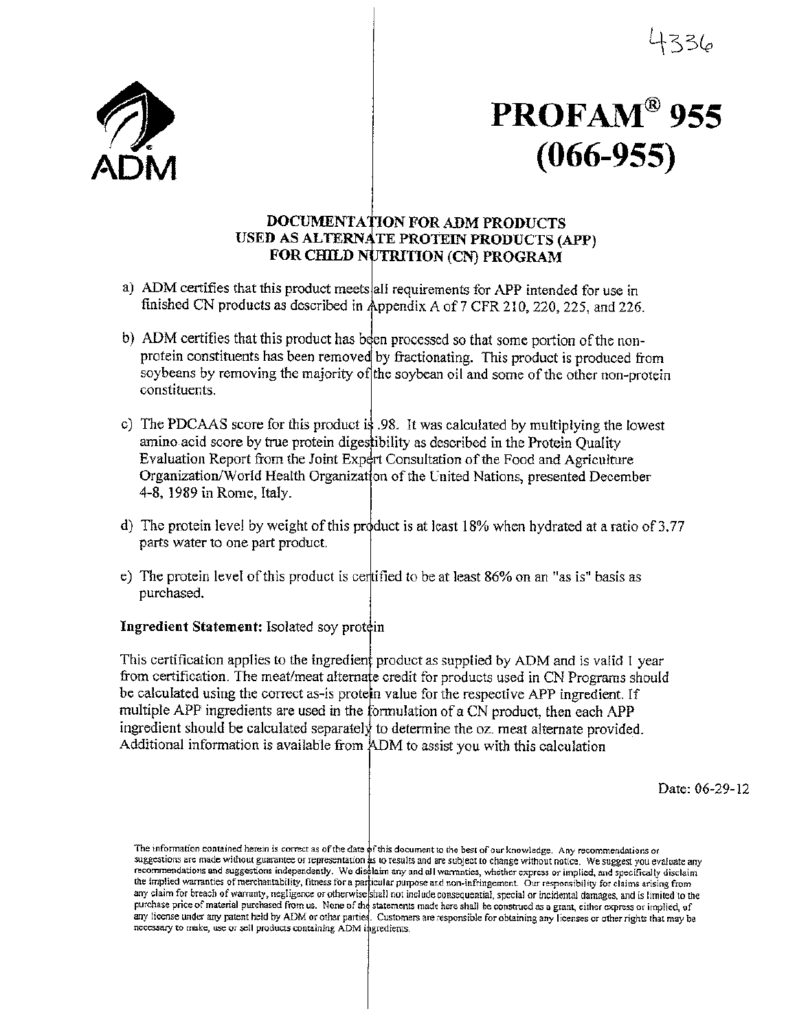4336

ADM

# PROFAM® 955 (066-955)

## DOCUMENTATION FOR ADM PRODUCTS USED AS ALTERNATE PROTEIN PRODUCTS (APP) FOR CHILD NUTRITION (CN) PROGRAM

a) ADM certifies that this product meets all requirements for APP intended for use in finished CN products as described in Appendix A of 7 CFR 210, 220, 225, and 226.

b) ADM certifies that this product has been processed so that some portion of the non-protein constituents has been removed by fractionating. This product is produced from soybeans by removing the majority of the soybean oil and some of the other non-protein constituents.

c) The PDCAAS score for this product is .98. It was calculated by multiplying the lowest amino acid score by true protein digestibility as described in the Protein Quality Evaluation Report from the Joint Expert Consultation of the Food and Agriculture Organization/World Health Organization of the United Nations, presented December 4-8, 1989 in Rome, Italy.

d) The protein level by weight of this product is at least 18% when hydrated at a ratio of 3.77 parts water to one part product.

e) The protein level of this product is certified to be at least 86% on an "as is" basis as purchased.

**Ingredient Statement:** Isolated soy protein

This certification applies to the ingredient product as supplied by ADM and is valid 1 year from certification. The meat/meat alternate credit for products used in CN Programs should be calculated using the correct as-is protein value for the respective APP ingredient. If multiple APP ingredients are used in the formulation of a CN product, then each APP ingredient should be calculated separately to determine the oz. meat alternate provided. Additional information is available from ADM to assist you with this calculation

Date: 06-29-12

The information contained herein is correct as of the date of this document to the best of our knowledge. Any recommendations or suggestions are made without guarantee or representation as to results and are subject to change without notice. We suggest you evaluate any recommendations and suggestions independently. We disclaim any and all warranties, whether express or implied, and specifically disclaim the implied warranties of merchantability, fitness for a particular purpose and non-infringement. Our responsibility for claims arising from any claim for breach of warranty, negligence or otherwise shall not include consequential, special or incidental damages, and is limited to the purchase price of material purchased from us. None of the statements made here shall be construed as a grant, either express or implied, of any license under any patent held by ADM or other parties. Customers are responsible for obtaining any licenses or other rights that may be necessary to make, use or sell products containing ADM ingredients.